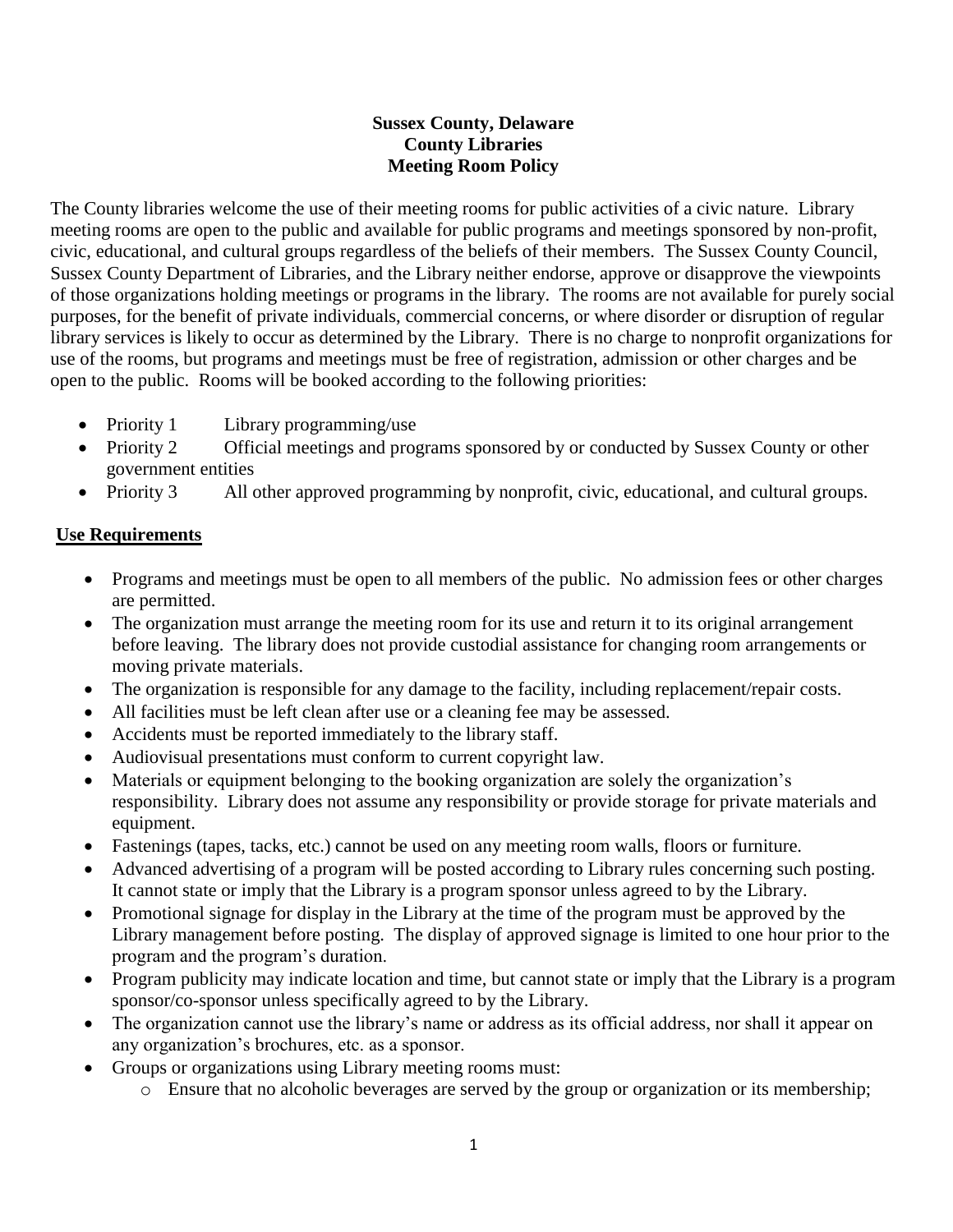**Sussex County, Delaware**
**County Libraries**
**Meeting Room Policy**

The County libraries welcome the use of their meeting rooms for public activities of a civic nature. Library meeting rooms are open to the public and available for public programs and meetings sponsored by non-profit, civic, educational, and cultural groups regardless of the beliefs of their members. The Sussex County Council, Sussex County Department of Libraries, and the Library neither endorse, approve or disapprove the viewpoints of those organizations holding meetings or programs in the library. The rooms are not available for purely social purposes, for the benefit of private individuals, commercial concerns, or where disorder or disruption of regular library services is likely to occur as determined by the Library. There is no charge to nonprofit organizations for use of the rooms, but programs and meetings must be free of registration, admission or other charges and be open to the public. Rooms will be booked according to the following priorities:

- Priority 1 Library programming/use
- Priority 2 Official meetings and programs sponsored by or conducted by Sussex County or other government entities
- Priority 3 All other approved programming by nonprofit, civic, educational, and cultural groups.

## Use Requirements

- Programs and meetings must be open to all members of the public. No admission fees or other charges are permitted.
- The organization must arrange the meeting room for its use and return it to its original arrangement before leaving. The library does not provide custodial assistance for changing room arrangements or moving private materials.
- The organization is responsible for any damage to the facility, including replacement/repair costs.
- All facilities must be left clean after use or a cleaning fee may be assessed.
- Accidents must be reported immediately to the library staff.
- Audiovisual presentations must conform to current copyright law.
- Materials or equipment belonging to the booking organization are solely the organization's responsibility. Library does not assume any responsibility or provide storage for private materials and equipment.
- Fastenings (tapes, tacks, etc.) cannot be used on any meeting room walls, floors or furniture.
- Advanced advertising of a program will be posted according to Library rules concerning such posting. It cannot state or imply that the Library is a program sponsor unless agreed to by the Library.
- Promotional signage for display in the Library at the time of the program must be approved by the Library management before posting. The display of approved signage is limited to one hour prior to the program and the program's duration.
- Program publicity may indicate location and time, but cannot state or imply that the Library is a program sponsor/co-sponsor unless specifically agreed to by the Library.
- The organization cannot use the library's name or address as its official address, nor shall it appear on any organization's brochures, etc. as a sponsor.
- Groups or organizations using Library meeting rooms must:
  - Ensure that no alcoholic beverages are served by the group or organization or its membership;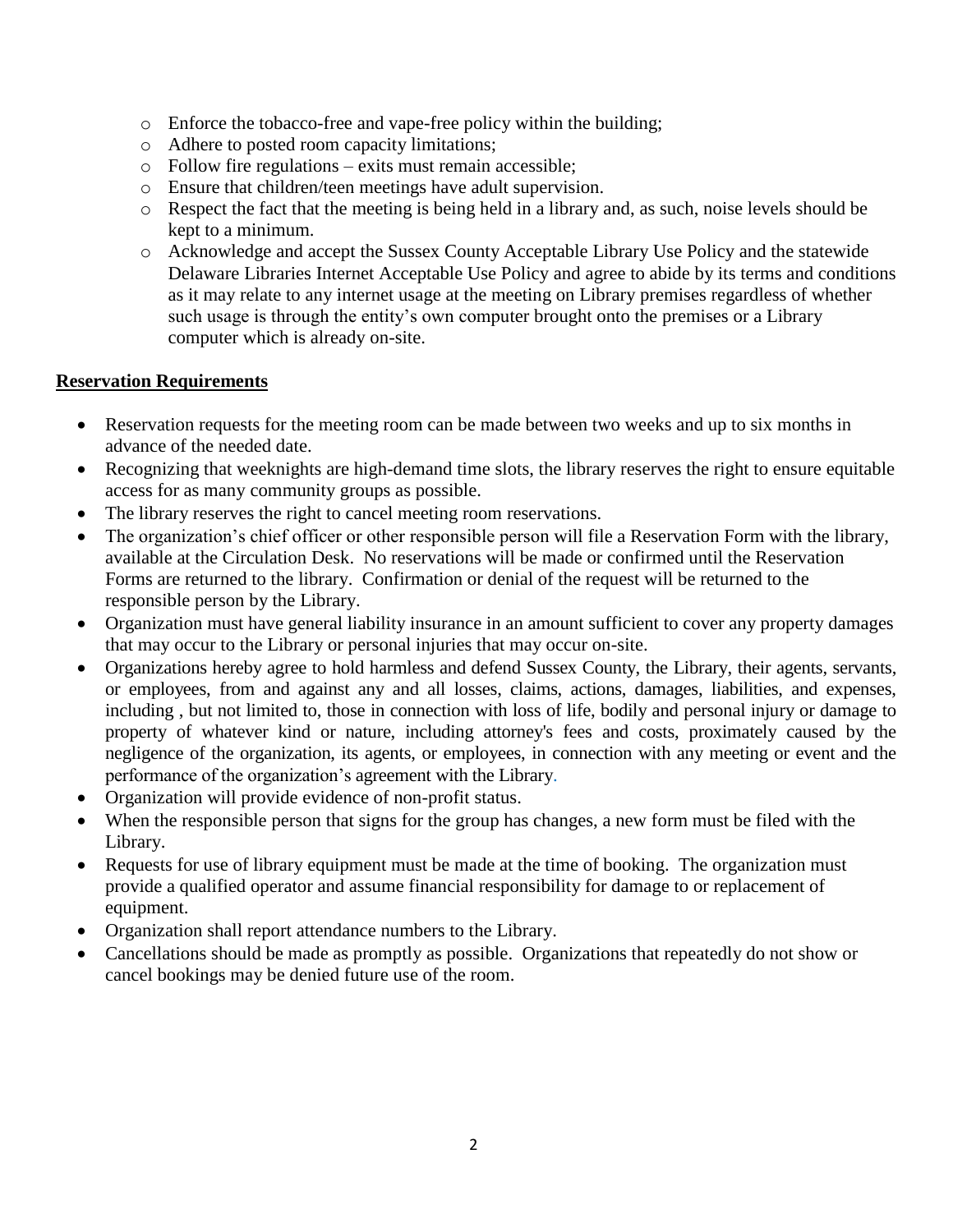- Enforce the tobacco-free and vape-free policy within the building;
- Adhere to posted room capacity limitations;
- Follow fire regulations – exits must remain accessible;
- Ensure that children/teen meetings have adult supervision.
- Respect the fact that the meeting is being held in a library and, as such, noise levels should be kept to a minimum.
- Acknowledge and accept the Sussex County Acceptable Library Use Policy and the statewide Delaware Libraries Internet Acceptable Use Policy and agree to abide by its terms and conditions as it may relate to any internet usage at the meeting on Library premises regardless of whether such usage is through the entity's own computer brought onto the premises or a Library computer which is already on-site.

**Reservation Requirements**

- Reservation requests for the meeting room can be made between two weeks and up to six months in advance of the needed date.
- Recognizing that weeknights are high-demand time slots, the library reserves the right to ensure equitable access for as many community groups as possible.
- The library reserves the right to cancel meeting room reservations.
- The organization's chief officer or other responsible person will file a Reservation Form with the library, available at the Circulation Desk. No reservations will be made or confirmed until the Reservation Forms are returned to the library. Confirmation or denial of the request will be returned to the responsible person by the Library.
- Organization must have general liability insurance in an amount sufficient to cover any property damages that may occur to the Library or personal injuries that may occur on-site.
- Organizations hereby agree to hold harmless and defend Sussex County, the Library, their agents, servants, or employees, from and against any and all losses, claims, actions, damages, liabilities, and expenses, including , but not limited to, those in connection with loss of life, bodily and personal injury or damage to property of whatever kind or nature, including attorney's fees and costs, proximately caused by the negligence of the organization, its agents, or employees, in connection with any meeting or event and the performance of the organization's agreement with the Library.
- Organization will provide evidence of non-profit status.
- When the responsible person that signs for the group has changes, a new form must be filed with the Library.
- Requests for use of library equipment must be made at the time of booking. The organization must provide a qualified operator and assume financial responsibility for damage to or replacement of equipment.
- Organization shall report attendance numbers to the Library.
- Cancellations should be made as promptly as possible. Organizations that repeatedly do not show or cancel bookings may be denied future use of the room.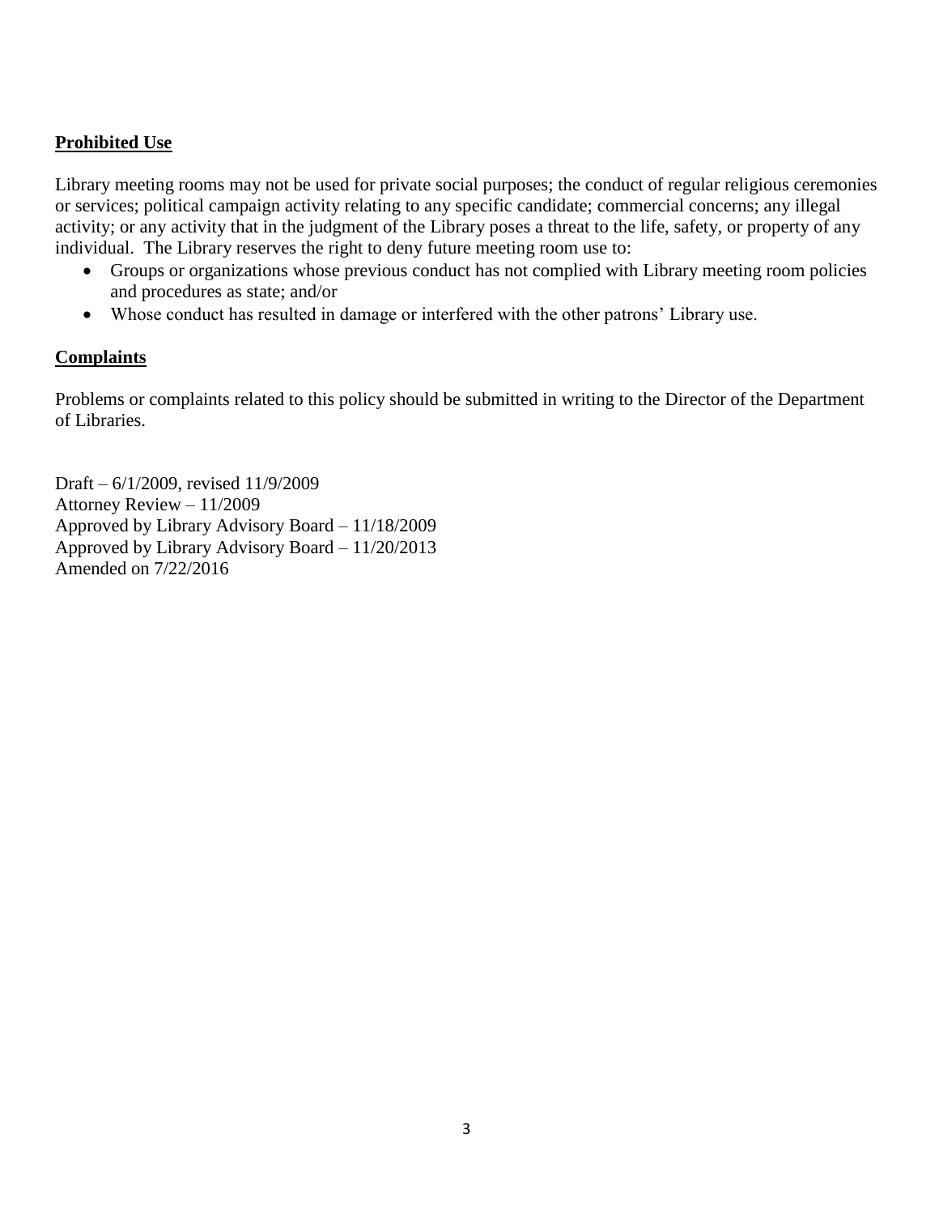**Prohibited Use**

Library meeting rooms may not be used for private social purposes; the conduct of regular religious ceremonies or services; political campaign activity relating to any specific candidate; commercial concerns; any illegal activity; or any activity that in the judgment of the Library poses a threat to the life, safety, or property of any individual. The Library reserves the right to deny future meeting room use to:

- Groups or organizations whose previous conduct has not complied with Library meeting room policies and procedures as state; and/or
- Whose conduct has resulted in damage or interfered with the other patrons' Library use.

**Complaints**

Problems or complaints related to this policy should be submitted in writing to the Director of the Department of Libraries.

Draft – 6/1/2009, revised 11/9/2009
Attorney Review – 11/2009
Approved by Library Advisory Board – 11/18/2009
Approved by Library Advisory Board – 11/20/2013
Amended on 7/22/2016